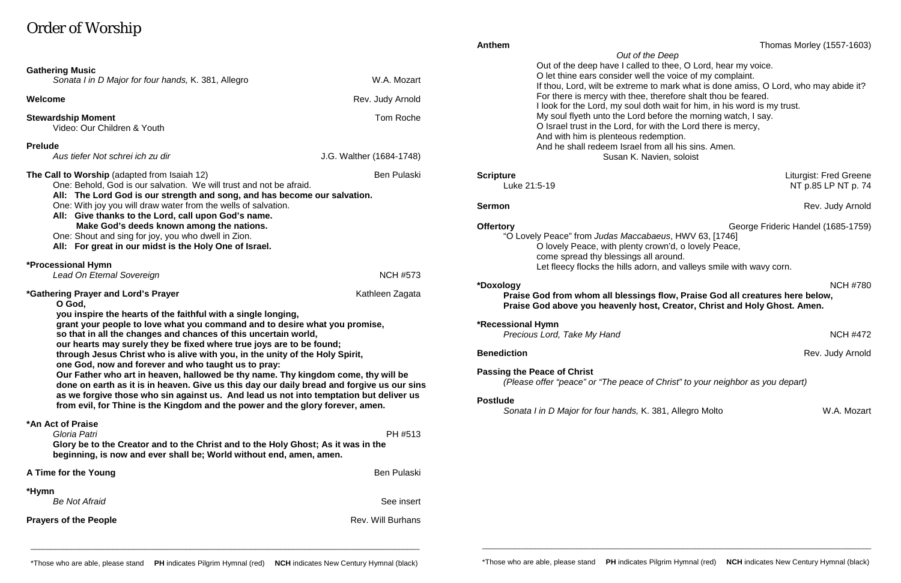# Order of Worship

**Gathering Music**
*Sonata I in D Major for four hands,* K. 381, Allegro — W.A. Mozart

**Welcome** — Rev. Judy Arnold

**Stewardship Moment** — Tom Roche
Video: Our Children & Youth

**Prelude**
*Aus tiefer Not schrei ich zu dir* — J.G. Walther (1684-1748)

**The Call to Worship** (adapted from Isaiah 12) — Ben Pulaski

One: Behold, God is our salvation. We will trust and not be afraid.
**All: The Lord God is our strength and song, and has become our salvation.**
One: With joy you will draw water from the wells of salvation.
**All: Give thanks to the Lord, call upon God's name.**
**Make God's deeds known among the nations.**
One: Shout and sing for joy, you who dwell in Zion.
**All: For great in our midst is the Holy One of Israel.**

**\*Processional Hymn**
*Lead On Eternal Sovereign* — NCH #573

**\*Gathering Prayer and Lord's Prayer** — Kathleen Zagata

**O God,**
**you inspire the hearts of the faithful with a single longing,**
**grant your people to love what you command and to desire what you promise,**
**so that in all the changes and chances of this uncertain world,**
**our hearts may surely they be fixed where true joys are to be found;**
**through Jesus Christ who is alive with you, in the unity of the Holy Spirit,**
**one God, now and forever and who taught us to pray:**
**Our Father who art in heaven, hallowed be thy name. Thy kingdom come, thy will be done on earth as it is in heaven. Give us this day our daily bread and forgive us our sins as we forgive those who sin against us. And lead us not into temptation but deliver us from evil, for Thine is the Kingdom and the power and the glory forever, amen.**

**\*An Act of Praise**
*Gloria Patri* — PH #513
**Glory be to the Creator and to the Christ and to the Holy Ghost; As it was in the beginning, is now and ever shall be; World without end, amen, amen.**

**A Time for the Young** — Ben Pulaski

**\*Hymn**
*Be Not Afraid* — See insert

**Prayers of the People** — Rev. Will Burhans

**Anthem** — Thomas Morley (1557-1603)
*Out of the Deep*

Out of the deep have I called to thee, O Lord, hear my voice.
O let thine ears consider well the voice of my complaint.
If thou, Lord, wilt be extreme to mark what is done amiss, O Lord, who may abide it?
For there is mercy with thee, therefore shalt thou be feared.
I look for the Lord, my soul doth wait for him, in his word is my trust.
My soul flyeth unto the Lord before the morning watch, I say.
O Israel trust in the Lord, for with the Lord there is mercy,
And with him is plenteous redemption.
And he shall redeem Israel from all his sins. Amen.

Susan K. Navien, soloist

**Scripture** — Liturgist: Fred Greene
Luke 21:5-19 — NT p.85 LP NT p. 74

**Sermon** — Rev. Judy Arnold

**Offertory** — George Frideric Handel (1685-1759)
"O Lovely Peace" from *Judas Maccabaeus*, HWV 63, [1746]

O lovely Peace, with plenty crown'd, o lovely Peace,
come spread thy blessings all around.
Let fleecy flocks the hills adorn, and valleys smile with wavy corn.

**\*Doxology** — NCH #780
**Praise God from whom all blessings flow, Praise God all creatures here below, Praise God above you heavenly host, Creator, Christ and Holy Ghost. Amen.**

**\*Recessional Hymn**
*Precious Lord, Take My Hand* — NCH #472

**Benediction** — Rev. Judy Arnold

**Passing the Peace of Christ**
*(Please offer "peace" or "The peace of Christ" to your neighbor as you depart)*

**Postlude**
*Sonata I in D Major for four hands,* K. 381, Allegro Molto — W.A. Mozart

---

\*Those who are able, please stand **PH** indicates Pilgrim Hymnal (red) **NCH** indicates New Century Hymnal (black)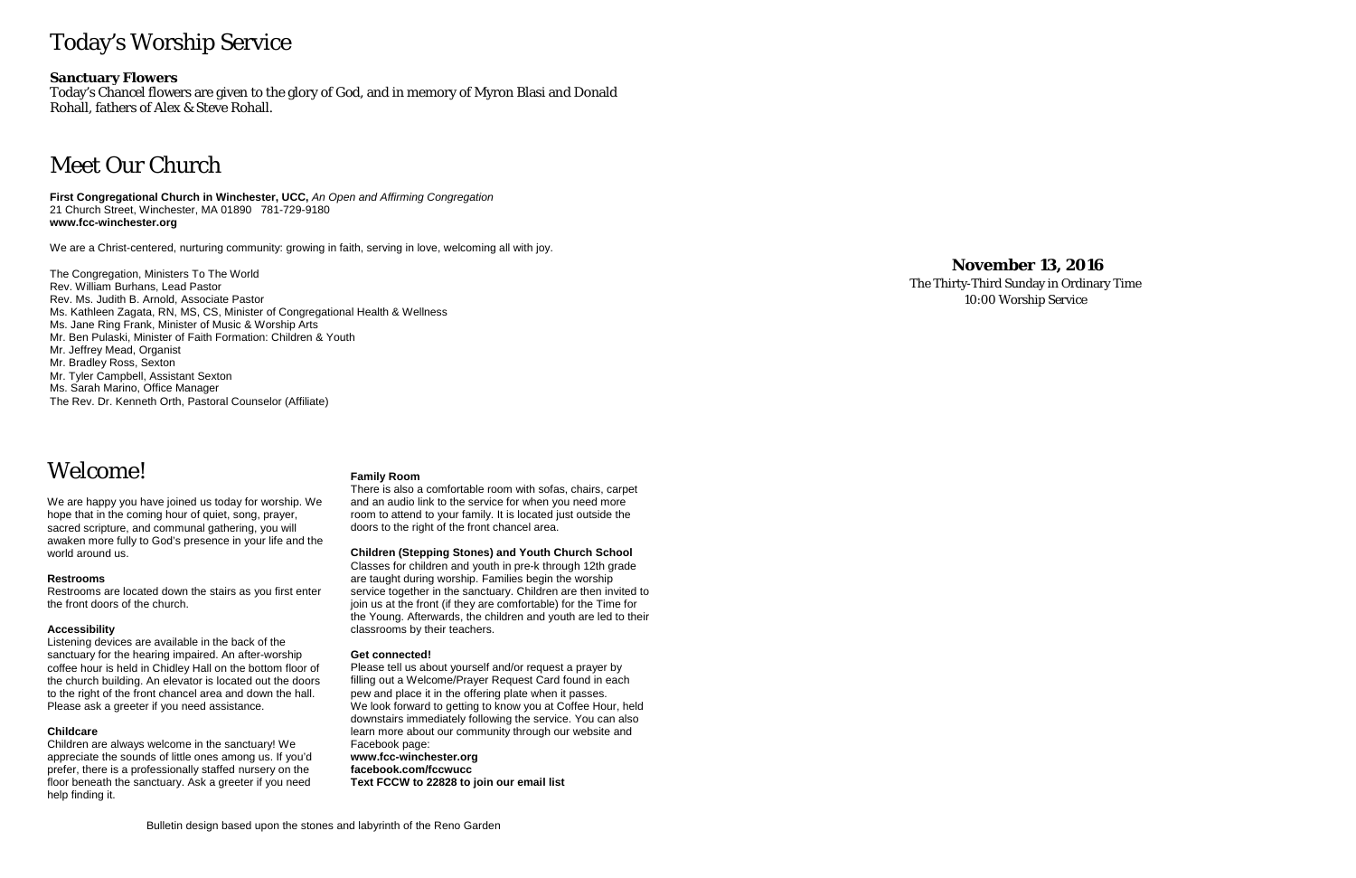# Today's Worship Service

**Sanctuary Flowers**
Today's Chancel flowers are given to the glory of God, and in memory of Myron Blasi and Donald Rohall, fathers of Alex & Steve Rohall.

# Meet Our Church

**First Congregational Church in Winchester, UCC,** *An Open and Affirming Congregation*
21 Church Street, Winchester, MA 01890 781-729-9180
**www.fcc-winchester.org**

We are a Christ-centered, nurturing community: growing in faith, serving in love, welcoming all with joy.

The Congregation, Ministers To The World
Rev. William Burhans, Lead Pastor
Rev. Ms. Judith B. Arnold, Associate Pastor
Ms. Kathleen Zagata, RN, MS, CS, Minister of Congregational Health & Wellness
Ms. Jane Ring Frank, Minister of Music & Worship Arts
Mr. Ben Pulaski, Minister of Faith Formation: Children & Youth
Mr. Jeffrey Mead, Organist
Mr. Bradley Ross, Sexton
Mr. Tyler Campbell, Assistant Sexton
Ms. Sarah Marino, Office Manager
The Rev. Dr. Kenneth Orth, Pastoral Counselor (Affiliate)

# Welcome!

We are happy you have joined us today for worship. We hope that in the coming hour of quiet, song, prayer, sacred scripture, and communal gathering, you will awaken more fully to God's presence in your life and the world around us.

**Restrooms**
Restrooms are located down the stairs as you first enter the front doors of the church.

**Accessibility**
Listening devices are available in the back of the sanctuary for the hearing impaired. An after-worship coffee hour is held in Chidley Hall on the bottom floor of the church building. An elevator is located out the doors to the right of the front chancel area and down the hall. Please ask a greeter if you need assistance.

**Childcare**
Children are always welcome in the sanctuary! We appreciate the sounds of little ones among us. If you'd prefer, there is a professionally staffed nursery on the floor beneath the sanctuary. Ask a greeter if you need help finding it.

**Family Room**
There is also a comfortable room with sofas, chairs, carpet and an audio link to the service for when you need more room to attend to your family. It is located just outside the doors to the right of the front chancel area.

**Children (Stepping Stones) and Youth Church School**
Classes for children and youth in pre-k through 12th grade are taught during worship. Families begin the worship service together in the sanctuary. Children are then invited to join us at the front (if they are comfortable) for the Time for the Young. Afterwards, the children and youth are led to their classrooms by their teachers.

**Get connected!**
Please tell us about yourself and/or request a prayer by filling out a Welcome/Prayer Request Card found in each pew and place it in the offering plate when it passes.
We look forward to getting to know you at Coffee Hour, held downstairs immediately following the service. You can also learn more about our community through our website and Facebook page:
**www.fcc-winchester.org**
**facebook.com/fccwucc**
**Text FCCW to 22828 to join our email list**

Bulletin design based upon the stones and labyrinth of the Reno Garden

**November 13, 2016**
The Thirty-Third Sunday in Ordinary Time
10:00 Worship Service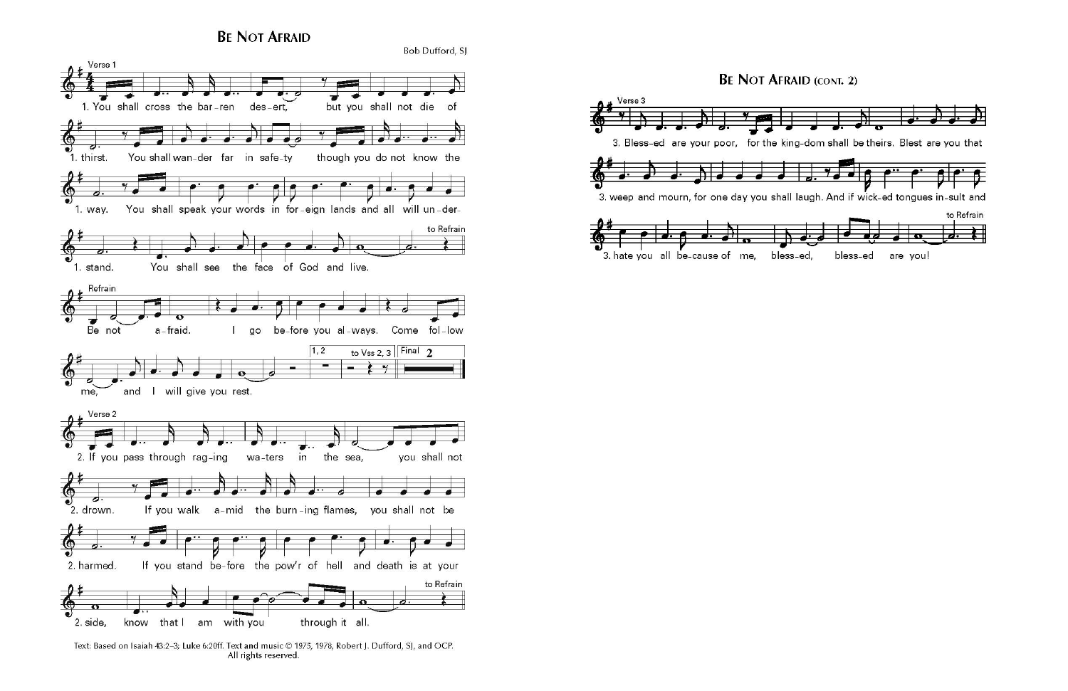# Be Not Afraid

Bob Dufford, SJ

Verse 1

1. You shall cross the bar-ren des-ert, but you shall not die of thirst. You shall wan-der far in safe-ty though you do not know the way. You shall speak your words in for-eign lands and all will un-der-stand. You shall see the face of God and live.

to Refrain

Refrain

Be not a-fraid. I go be-fore you al-ways. Come fol-low me, and I will give you rest.

1, 2 to Vss 2, 3 | Final 2

Verse 2

2. If you pass through rag-ing wa-ters in the sea, you shall not drown. If you walk a-mid the burn-ing flames, you shall not be harmed. If you stand be-fore the pow'r of hell and death is at your side, know that I am with you through it all.

to Refrain

Text: Based on Isaiah 43:2–3; Luke 6:20ff. Text and music © 1975, 1978, Robert J. Dufford, SJ, and OCP. All rights reserved.

# Be Not Afraid (cont. 2)

Verse 3

3. Bless-ed are your poor, for the king-dom shall be theirs. Blest are you that weep and mourn, for one day you shall laugh. And if wick-ed tongues in-sult and hate you all be-cause of me, bless-ed, bless-ed are you!

to Refrain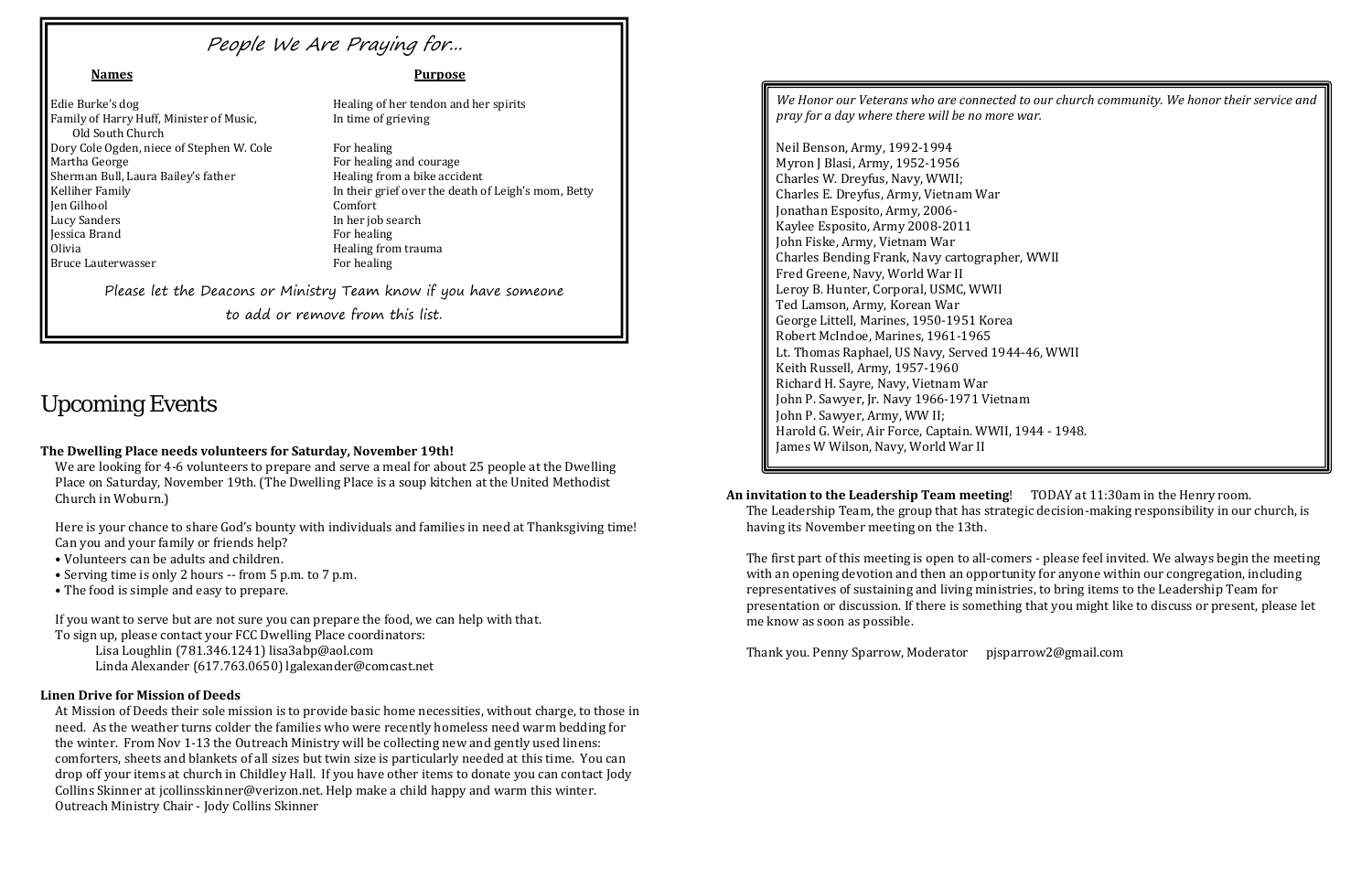## People We Are Praying for...

| Names | Purpose |
|---|---|
| Edie Burke's dog | Healing of her tendon and her spirits |
| Family of Harry Huff, Minister of Music, Old South Church | In time of grieving |
| Dory Cole Ogden, niece of Stephen W. Cole | For healing |
| Martha George | For healing and courage |
| Sherman Bull, Laura Bailey's father | Healing from a bike accident |
| Kelliher Family | In their grief over the death of Leigh's mom, Betty |
| Jen Gilhool | Comfort |
| Lucy Sanders | In her job search |
| Jessica Brand | For healing |
| Olivia | Healing from trauma |
| Bruce Lauterwasser | For healing |

Please let the Deacons or Ministry Team know if you have someone to add or remove from this list.

# Upcoming Events

**The Dwelling Place needs volunteers for Saturday, November 19th!**

We are looking for 4-6 volunteers to prepare and serve a meal for about 25 people at the Dwelling Place on Saturday, November 19th. (The Dwelling Place is a soup kitchen at the United Methodist Church in Woburn.)

Here is your chance to share God's bounty with individuals and families in need at Thanksgiving time! Can you and your family or friends help?

- Volunteers can be adults and children.
- Serving time is only 2 hours -- from 5 p.m. to 7 p.m.
- The food is simple and easy to prepare.

If you want to serve but are not sure you can prepare the food, we can help with that.
To sign up, please contact your FCC Dwelling Place coordinators:
Lisa Loughlin (781.346.1241) lisa3abp@aol.com
Linda Alexander (617.763.0650) lgalexander@comcast.net

**Linen Drive for Mission of Deeds**

At Mission of Deeds their sole mission is to provide basic home necessities, without charge, to those in need. As the weather turns colder the families who were recently homeless need warm bedding for the winter. From Nov 1-13 the Outreach Ministry will be collecting new and gently used linens: comforters, sheets and blankets of all sizes but twin size is particularly needed at this time. You can drop off your items at church in Childley Hall. If you have other items to donate you can contact Jody Collins Skinner at jcollinsskinner@verizon.net. Help make a child happy and warm this winter.
Outreach Ministry Chair - Jody Collins Skinner

*We Honor our Veterans who are connected to our church community. We honor their service and pray for a day where there will be no more war.*

Neil Benson, Army, 1992-1994
Myron J Blasi, Army, 1952-1956
Charles W. Dreyfus, Navy, WWII;
Charles E. Dreyfus, Army, Vietnam War
Jonathan Esposito, Army, 2006-
Kaylee Esposito, Army 2008-2011
John Fiske, Army, Vietnam War
Charles Bending Frank, Navy cartographer, WWII
Fred Greene, Navy, World War II
Leroy B. Hunter, Corporal, USMC, WWII
Ted Lamson, Army, Korean War
George Littell, Marines, 1950-1951 Korea
Robert McIndoe, Marines, 1961-1965
Lt. Thomas Raphael, US Navy, Served 1944-46, WWII
Keith Russell, Army, 1957-1960
Richard H. Sayre, Navy, Vietnam War
John P. Sawyer, Jr. Navy 1966-1971 Vietnam
John P. Sawyer, Army, WW II;
Harold G. Weir, Air Force, Captain. WWII, 1944 - 1948.
James W Wilson, Navy, World War II

**An invitation to the Leadership Team meeting**! TODAY at 11:30am in the Henry room.

The Leadership Team, the group that has strategic decision-making responsibility in our church, is having its November meeting on the 13th.

The first part of this meeting is open to all-comers - please feel invited. We always begin the meeting with an opening devotion and then an opportunity for anyone within our congregation, including representatives of sustaining and living ministries, to bring items to the Leadership Team for presentation or discussion. If there is something that you might like to discuss or present, please let me know as soon as possible.

Thank you. Penny Sparrow, Moderator pjsparrow2@gmail.com